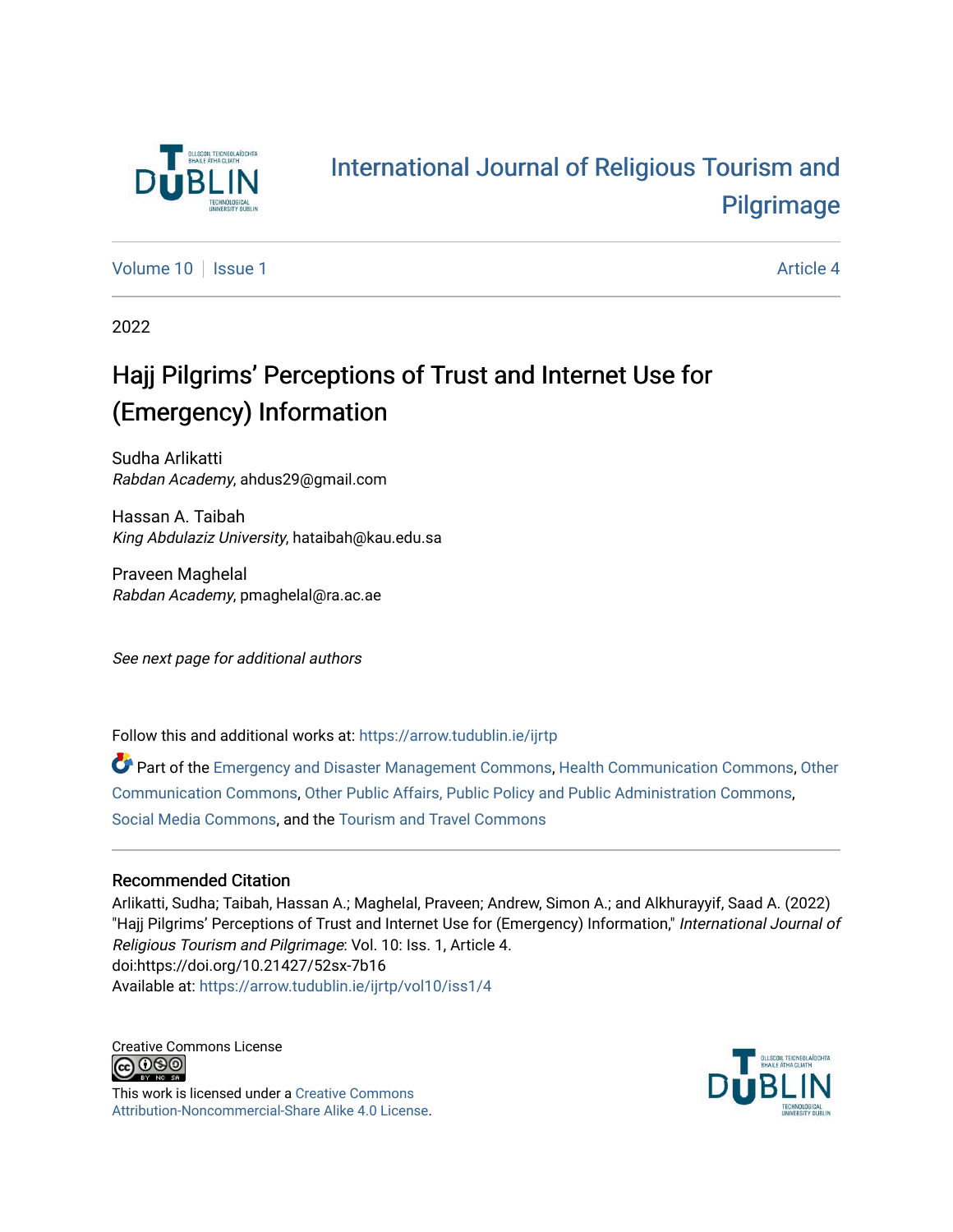International Journal of Religious Tourism and Pilgrimage

Volume 10 | Issue 1 | Article 4

2022

# Hajj Pilgrims' Perceptions of Trust and Internet Use for (Emergency) Information

Sudha Arlikatti
*Rabdan Academy*, ahdus29@gmail.com

Hassan A. Taibah
*King Abdulaziz University*, hataibah@kau.edu.sa

Praveen Maghelal
*Rabdan Academy*, pmaghelal@ra.ac.ae

*See next page for additional authors*

Follow this and additional works at: https://arrow.tudublin.ie/ijrtp

Part of the Emergency and Disaster Management Commons, Health Communication Commons, Other Communication Commons, Other Public Affairs, Public Policy and Public Administration Commons, Social Media Commons, and the Tourism and Travel Commons

## Recommended Citation

Arlikatti, Sudha; Taibah, Hassan A.; Maghelal, Praveen; Andrew, Simon A.; and Alkhurayyif, Saad A. (2022) "Hajj Pilgrims' Perceptions of Trust and Internet Use for (Emergency) Information," *International Journal of Religious Tourism and Pilgrimage*: Vol. 10: Iss. 1, Article 4.
doi:https://doi.org/10.21427/52sx-7b16
Available at: https://arrow.tudublin.ie/ijrtp/vol10/iss1/4

Creative Commons License

This work is licensed under a Creative Commons Attribution-Noncommercial-Share Alike 4.0 License.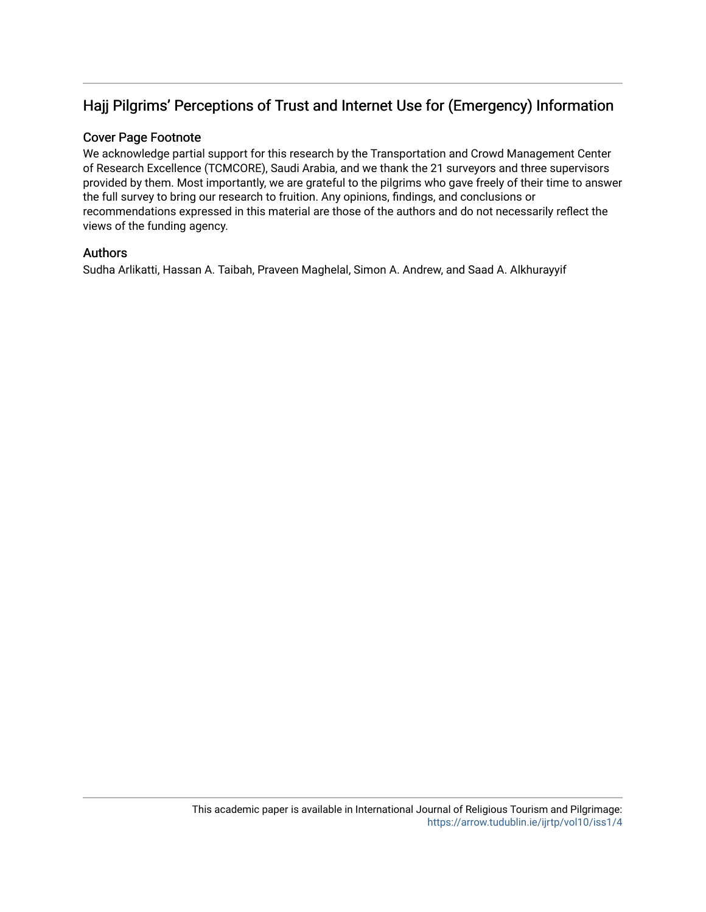## Hajj Pilgrims' Perceptions of Trust and Internet Use for (Emergency) Information

### Cover Page Footnote

We acknowledge partial support for this research by the Transportation and Crowd Management Center of Research Excellence (TCMCORE), Saudi Arabia, and we thank the 21 surveyors and three supervisors provided by them. Most importantly, we are grateful to the pilgrims who gave freely of their time to answer the full survey to bring our research to fruition. Any opinions, findings, and conclusions or recommendations expressed in this material are those of the authors and do not necessarily reflect the views of the funding agency.

### Authors

Sudha Arlikatti, Hassan A. Taibah, Praveen Maghelal, Simon A. Andrew, and Saad A. Alkhurayyif

This academic paper is available in International Journal of Religious Tourism and Pilgrimage: https://arrow.tudublin.ie/ijrtp/vol10/iss1/4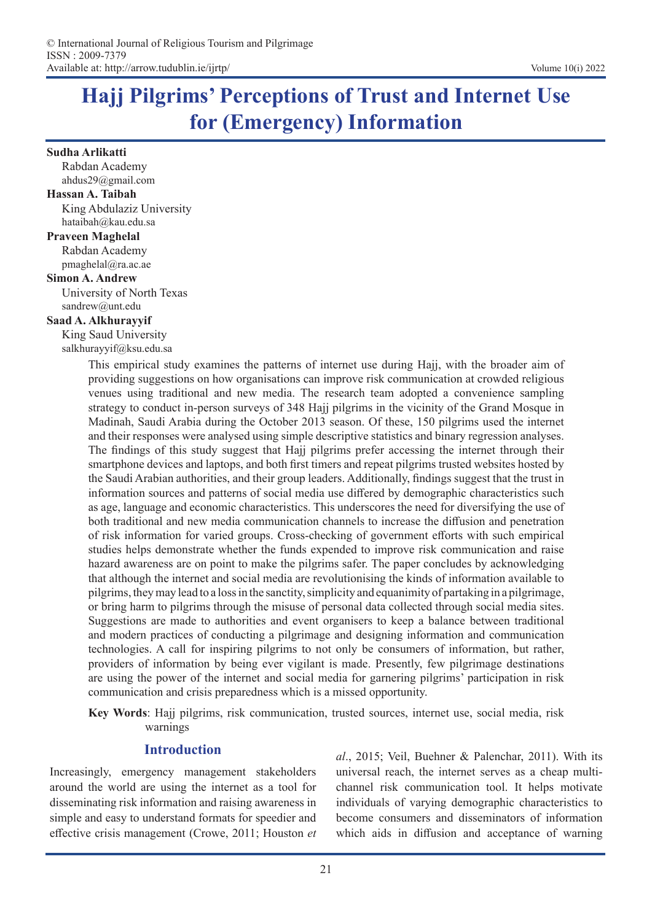# Hajj Pilgrims' Perceptions of Trust and Internet Use for (Emergency) Information

**Sudha Arlikatti**
Rabdan Academy
ahdus29@gmail.com

**Hassan A. Taibah**
King Abdulaziz University
hataibah@kau.edu.sa

**Praveen Maghelal**
Rabdan Academy
pmaghelal@ra.ac.ae

**Simon A. Andrew**
University of North Texas
sandrew@unt.edu

**Saad A. Alkhurayyif**
King Saud University
salkhurayyif@ksu.edu.sa

This empirical study examines the patterns of internet use during Hajj, with the broader aim of providing suggestions on how organisations can improve risk communication at crowded religious venues using traditional and new media. The research team adopted a convenience sampling strategy to conduct in-person surveys of 348 Hajj pilgrims in the vicinity of the Grand Mosque in Madinah, Saudi Arabia during the October 2013 season. Of these, 150 pilgrims used the internet and their responses were analysed using simple descriptive statistics and binary regression analyses. The findings of this study suggest that Hajj pilgrims prefer accessing the internet through their smartphone devices and laptops, and both first timers and repeat pilgrims trusted websites hosted by the Saudi Arabian authorities, and their group leaders. Additionally, findings suggest that the trust in information sources and patterns of social media use differed by demographic characteristics such as age, language and economic characteristics. This underscores the need for diversifying the use of both traditional and new media communication channels to increase the diffusion and penetration of risk information for varied groups. Cross-checking of government efforts with such empirical studies helps demonstrate whether the funds expended to improve risk communication and raise hazard awareness are on point to make the pilgrims safer. The paper concludes by acknowledging that although the internet and social media are revolutionising the kinds of information available to pilgrims, they may lead to a loss in the sanctity, simplicity and equanimity of partaking in a pilgrimage, or bring harm to pilgrims through the misuse of personal data collected through social media sites. Suggestions are made to authorities and event organisers to keep a balance between traditional and modern practices of conducting a pilgrimage and designing information and communication technologies. A call for inspiring pilgrims to not only be consumers of information, but rather, providers of information by being ever vigilant is made. Presently, few pilgrimage destinations are using the power of the internet and social media for garnering pilgrims' participation in risk communication and crisis preparedness which is a missed opportunity.

**Key Words**: Hajj pilgrims, risk communication, trusted sources, internet use, social media, risk warnings

## Introduction

Increasingly, emergency management stakeholders around the world are using the internet as a tool for disseminating risk information and raising awareness in simple and easy to understand formats for speedier and effective crisis management (Crowe, 2011; Houston *et al*., 2015; Veil, Buehner & Palenchar, 2011). With its universal reach, the internet serves as a cheap multi-channel risk communication tool. It helps motivate individuals of varying demographic characteristics to become consumers and disseminators of information which aids in diffusion and acceptance of warning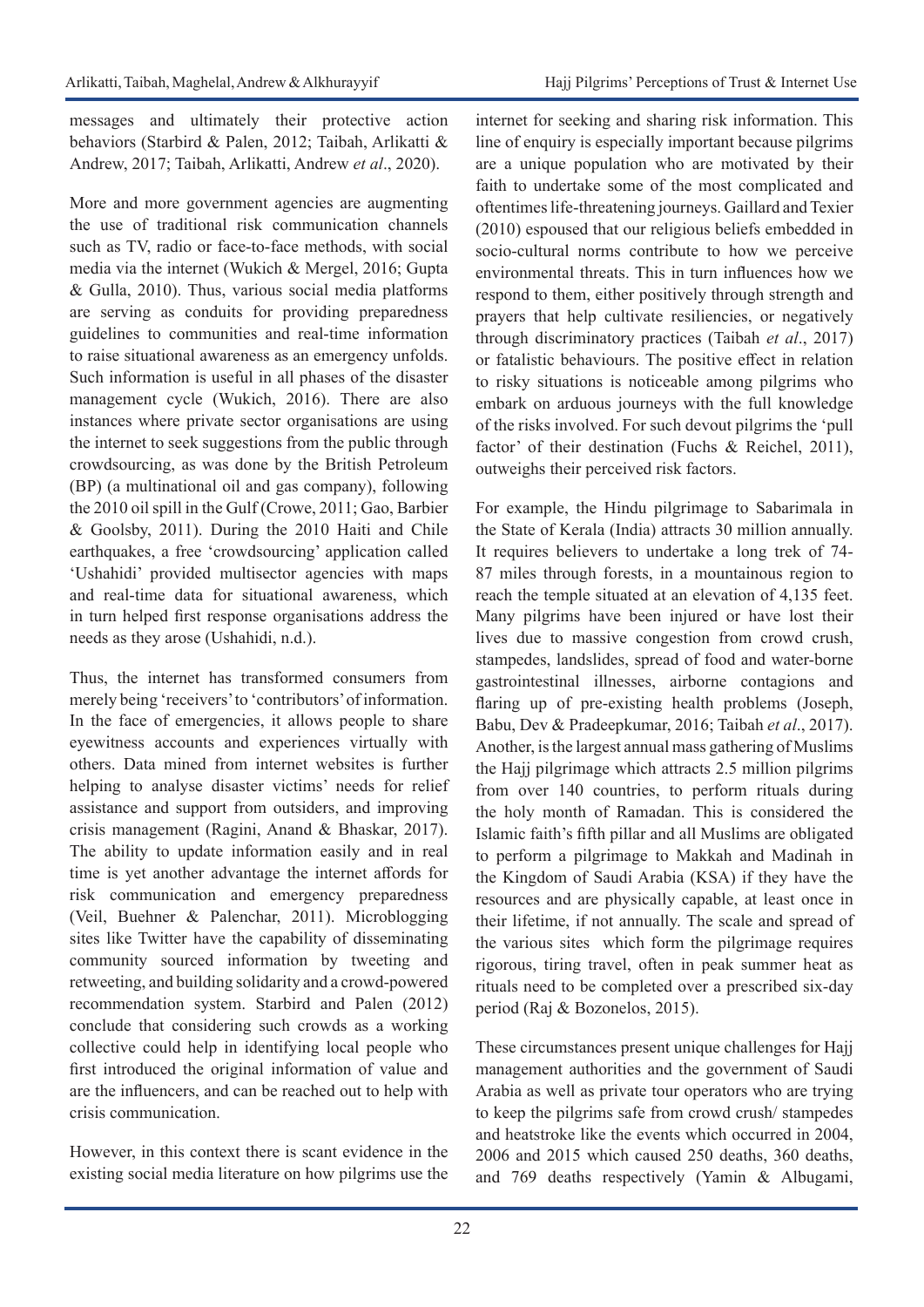messages and ultimately their protective action behaviors (Starbird & Palen, 2012; Taibah, Arlikatti & Andrew, 2017; Taibah, Arlikatti, Andrew *et al*., 2020).

More and more government agencies are augmenting the use of traditional risk communication channels such as TV, radio or face-to-face methods, with social media via the internet (Wukich & Mergel, 2016; Gupta & Gulla, 2010). Thus, various social media platforms are serving as conduits for providing preparedness guidelines to communities and real-time information to raise situational awareness as an emergency unfolds. Such information is useful in all phases of the disaster management cycle (Wukich, 2016). There are also instances where private sector organisations are using the internet to seek suggestions from the public through crowdsourcing, as was done by the British Petroleum (BP) (a multinational oil and gas company), following the 2010 oil spill in the Gulf (Crowe, 2011; Gao, Barbier & Goolsby, 2011). During the 2010 Haiti and Chile earthquakes, a free 'crowdsourcing' application called 'Ushahidi' provided multisector agencies with maps and real-time data for situational awareness, which in turn helped first response organisations address the needs as they arose (Ushahidi, n.d.).

Thus, the internet has transformed consumers from merely being 'receivers' to 'contributors' of information. In the face of emergencies, it allows people to share eyewitness accounts and experiences virtually with others. Data mined from internet websites is further helping to analyse disaster victims' needs for relief assistance and support from outsiders, and improving crisis management (Ragini, Anand & Bhaskar, 2017). The ability to update information easily and in real time is yet another advantage the internet affords for risk communication and emergency preparedness (Veil, Buehner & Palenchar, 2011). Microblogging sites like Twitter have the capability of disseminating community sourced information by tweeting and retweeting, and building solidarity and a crowd-powered recommendation system. Starbird and Palen (2012) conclude that considering such crowds as a working collective could help in identifying local people who first introduced the original information of value and are the influencers, and can be reached out to help with crisis communication.

However, in this context there is scant evidence in the existing social media literature on how pilgrims use the internet for seeking and sharing risk information. This line of enquiry is especially important because pilgrims are a unique population who are motivated by their faith to undertake some of the most complicated and oftentimes life-threatening journeys. Gaillard and Texier (2010) espoused that our religious beliefs embedded in socio-cultural norms contribute to how we perceive environmental threats. This in turn influences how we respond to them, either positively through strength and prayers that help cultivate resiliencies, or negatively through discriminatory practices (Taibah *et al*., 2017) or fatalistic behaviours. The positive effect in relation to risky situations is noticeable among pilgrims who embark on arduous journeys with the full knowledge of the risks involved. For such devout pilgrims the 'pull factor' of their destination (Fuchs & Reichel, 2011), outweighs their perceived risk factors.

For example, the Hindu pilgrimage to Sabarimala in the State of Kerala (India) attracts 30 million annually. It requires believers to undertake a long trek of 74-87 miles through forests, in a mountainous region to reach the temple situated at an elevation of 4,135 feet. Many pilgrims have been injured or have lost their lives due to massive congestion from crowd crush, stampedes, landslides, spread of food and water-borne gastrointestinal illnesses, airborne contagions and flaring up of pre-existing health problems (Joseph, Babu, Dev & Pradeepkumar, 2016; Taibah *et al*., 2017). Another, is the largest annual mass gathering of Muslims the Hajj pilgrimage which attracts 2.5 million pilgrims from over 140 countries, to perform rituals during the holy month of Ramadan. This is considered the Islamic faith's fifth pillar and all Muslims are obligated to perform a pilgrimage to Makkah and Madinah in the Kingdom of Saudi Arabia (KSA) if they have the resources and are physically capable, at least once in their lifetime, if not annually. The scale and spread of the various sites which form the pilgrimage requires rigorous, tiring travel, often in peak summer heat as rituals need to be completed over a prescribed six-day period (Raj & Bozonelos, 2015).

These circumstances present unique challenges for Hajj management authorities and the government of Saudi Arabia as well as private tour operators who are trying to keep the pilgrims safe from crowd crush/ stampedes and heatstroke like the events which occurred in 2004, 2006 and 2015 which caused 250 deaths, 360 deaths, and 769 deaths respectively (Yamin & Albugami,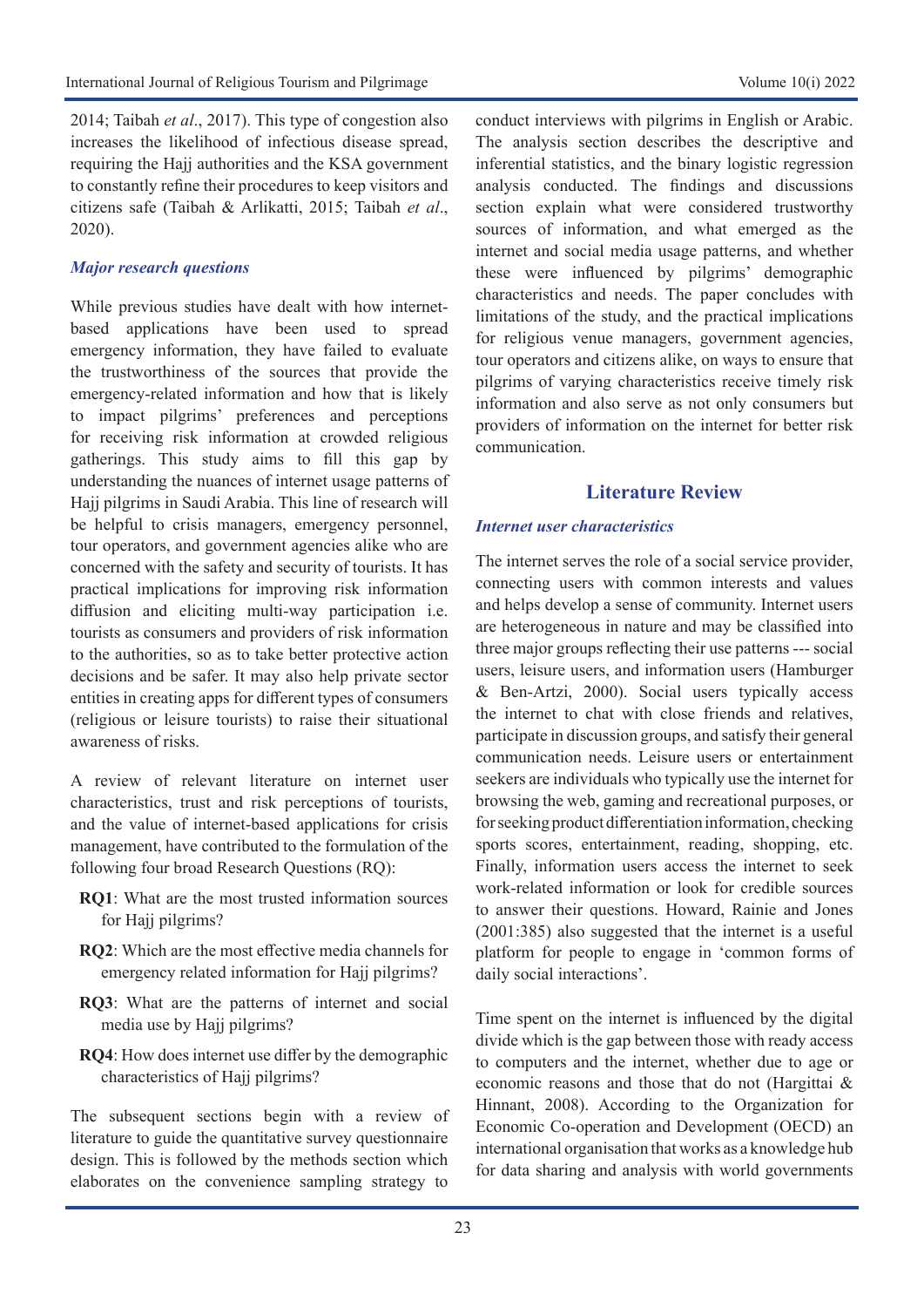2014; Taibah *et al*., 2017). This type of congestion also increases the likelihood of infectious disease spread, requiring the Hajj authorities and the KSA government to constantly refine their procedures to keep visitors and citizens safe (Taibah & Arlikatti, 2015; Taibah *et al*., 2020).

### *Major research questions*

While previous studies have dealt with how internet-based applications have been used to spread emergency information, they have failed to evaluate the trustworthiness of the sources that provide the emergency-related information and how that is likely to impact pilgrims' preferences and perceptions for receiving risk information at crowded religious gatherings. This study aims to fill this gap by understanding the nuances of internet usage patterns of Hajj pilgrims in Saudi Arabia. This line of research will be helpful to crisis managers, emergency personnel, tour operators, and government agencies alike who are concerned with the safety and security of tourists. It has practical implications for improving risk information diffusion and eliciting multi-way participation i.e. tourists as consumers and providers of risk information to the authorities, so as to take better protective action decisions and be safer. It may also help private sector entities in creating apps for different types of consumers (religious or leisure tourists) to raise their situational awareness of risks.

A review of relevant literature on internet user characteristics, trust and risk perceptions of tourists, and the value of internet-based applications for crisis management, have contributed to the formulation of the following four broad Research Questions (RQ):

- **RQ1**: What are the most trusted information sources for Hajj pilgrims?
- **RQ2**: Which are the most effective media channels for emergency related information for Hajj pilgrims?
- **RQ3**: What are the patterns of internet and social media use by Hajj pilgrims?
- **RQ4**: How does internet use differ by the demographic characteristics of Hajj pilgrims?

The subsequent sections begin with a review of literature to guide the quantitative survey questionnaire design. This is followed by the methods section which elaborates on the convenience sampling strategy to conduct interviews with pilgrims in English or Arabic. The analysis section describes the descriptive and inferential statistics, and the binary logistic regression analysis conducted. The findings and discussions section explain what were considered trustworthy sources of information, and what emerged as the internet and social media usage patterns, and whether these were influenced by pilgrims' demographic characteristics and needs. The paper concludes with limitations of the study, and the practical implications for religious venue managers, government agencies, tour operators and citizens alike, on ways to ensure that pilgrims of varying characteristics receive timely risk information and also serve as not only consumers but providers of information on the internet for better risk communication.

## Literature Review

### *Internet user characteristics*

The internet serves the role of a social service provider, connecting users with common interests and values and helps develop a sense of community. Internet users are heterogeneous in nature and may be classified into three major groups reflecting their use patterns --- social users, leisure users, and information users (Hamburger & Ben-Artzi, 2000). Social users typically access the internet to chat with close friends and relatives, participate in discussion groups, and satisfy their general communication needs. Leisure users or entertainment seekers are individuals who typically use the internet for browsing the web, gaming and recreational purposes, or for seeking product differentiation information, checking sports scores, entertainment, reading, shopping, etc. Finally, information users access the internet to seek work-related information or look for credible sources to answer their questions. Howard, Rainie and Jones (2001:385) also suggested that the internet is a useful platform for people to engage in 'common forms of daily social interactions'.

Time spent on the internet is influenced by the digital divide which is the gap between those with ready access to computers and the internet, whether due to age or economic reasons and those that do not (Hargittai & Hinnant, 2008). According to the Organization for Economic Co-operation and Development (OECD) an international organisation that works as a knowledge hub for data sharing and analysis with world governments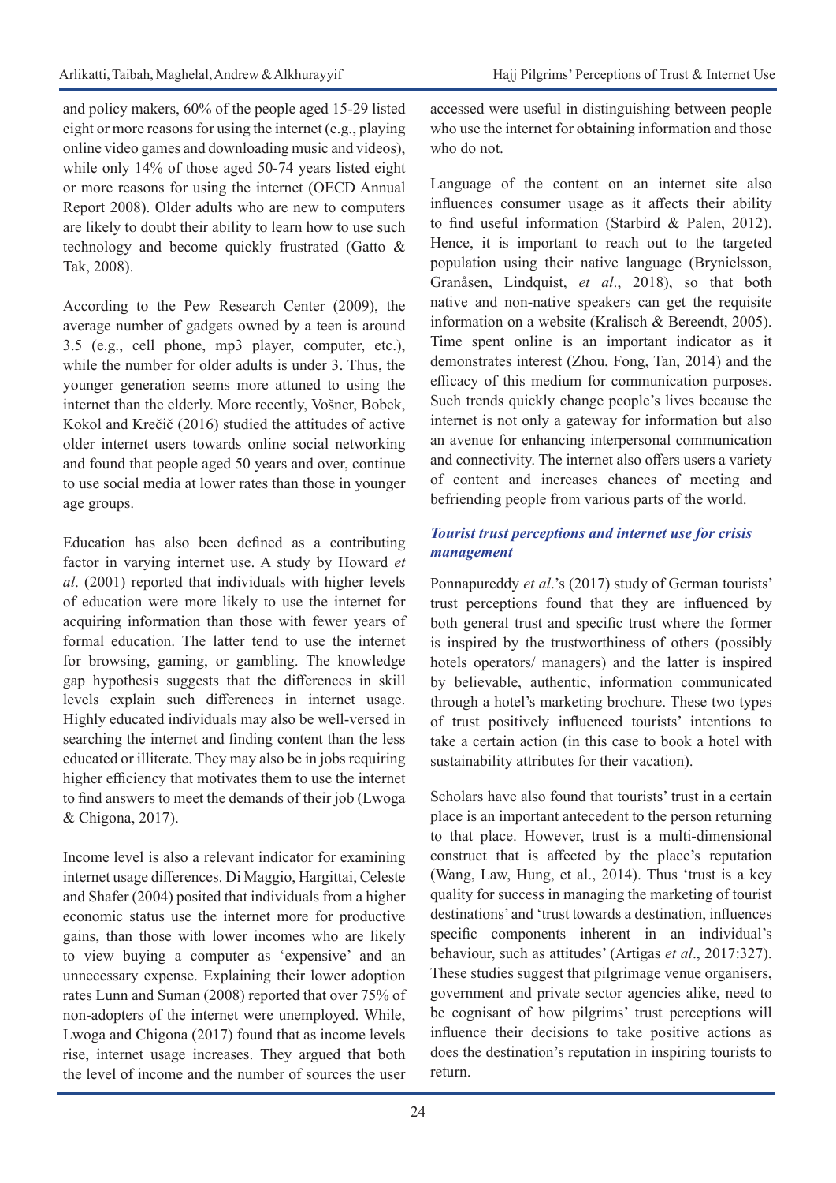and policy makers, 60% of the people aged 15-29 listed eight or more reasons for using the internet (e.g., playing online video games and downloading music and videos), while only 14% of those aged 50-74 years listed eight or more reasons for using the internet (OECD Annual Report 2008). Older adults who are new to computers are likely to doubt their ability to learn how to use such technology and become quickly frustrated (Gatto & Tak, 2008).

According to the Pew Research Center (2009), the average number of gadgets owned by a teen is around 3.5 (e.g., cell phone, mp3 player, computer, etc.), while the number for older adults is under 3. Thus, the younger generation seems more attuned to using the internet than the elderly. More recently, Vošner, Bobek, Kokol and Krečič (2016) studied the attitudes of active older internet users towards online social networking and found that people aged 50 years and over, continue to use social media at lower rates than those in younger age groups.

Education has also been defined as a contributing factor in varying internet use. A study by Howard *et al*. (2001) reported that individuals with higher levels of education were more likely to use the internet for acquiring information than those with fewer years of formal education. The latter tend to use the internet for browsing, gaming, or gambling. The knowledge gap hypothesis suggests that the differences in skill levels explain such differences in internet usage. Highly educated individuals may also be well-versed in searching the internet and finding content than the less educated or illiterate. They may also be in jobs requiring higher efficiency that motivates them to use the internet to find answers to meet the demands of their job (Lwoga & Chigona, 2017).

Income level is also a relevant indicator for examining internet usage differences. Di Maggio, Hargittai, Celeste and Shafer (2004) posited that individuals from a higher economic status use the internet more for productive gains, than those with lower incomes who are likely to view buying a computer as 'expensive' and an unnecessary expense. Explaining their lower adoption rates Lunn and Suman (2008) reported that over 75% of non-adopters of the internet were unemployed. While, Lwoga and Chigona (2017) found that as income levels rise, internet usage increases. They argued that both the level of income and the number of sources the user accessed were useful in distinguishing between people who use the internet for obtaining information and those who do not.

Language of the content on an internet site also influences consumer usage as it affects their ability to find useful information (Starbird & Palen, 2012). Hence, it is important to reach out to the targeted population using their native language (Brynielsson, Granåsen, Lindquist, *et al*., 2018), so that both native and non-native speakers can get the requisite information on a website (Kralisch & Bereendt, 2005). Time spent online is an important indicator as it demonstrates interest (Zhou, Fong, Tan, 2014) and the efficacy of this medium for communication purposes. Such trends quickly change people's lives because the internet is not only a gateway for information but also an avenue for enhancing interpersonal communication and connectivity. The internet also offers users a variety of content and increases chances of meeting and befriending people from various parts of the world.

### *Tourist trust perceptions and internet use for crisis management*

Ponnapureddy *et al*.'s (2017) study of German tourists' trust perceptions found that they are influenced by both general trust and specific trust where the former is inspired by the trustworthiness of others (possibly hotels operators/ managers) and the latter is inspired by believable, authentic, information communicated through a hotel's marketing brochure. These two types of trust positively influenced tourists' intentions to take a certain action (in this case to book a hotel with sustainability attributes for their vacation).

Scholars have also found that tourists' trust in a certain place is an important antecedent to the person returning to that place. However, trust is a multi-dimensional construct that is affected by the place's reputation (Wang, Law, Hung, et al., 2014). Thus 'trust is a key quality for success in managing the marketing of tourist destinations' and 'trust towards a destination, influences specific components inherent in an individual's behaviour, such as attitudes' (Artigas *et al*., 2017:327). These studies suggest that pilgrimage venue organisers, government and private sector agencies alike, need to be cognisant of how pilgrims' trust perceptions will influence their decisions to take positive actions as does the destination's reputation in inspiring tourists to return.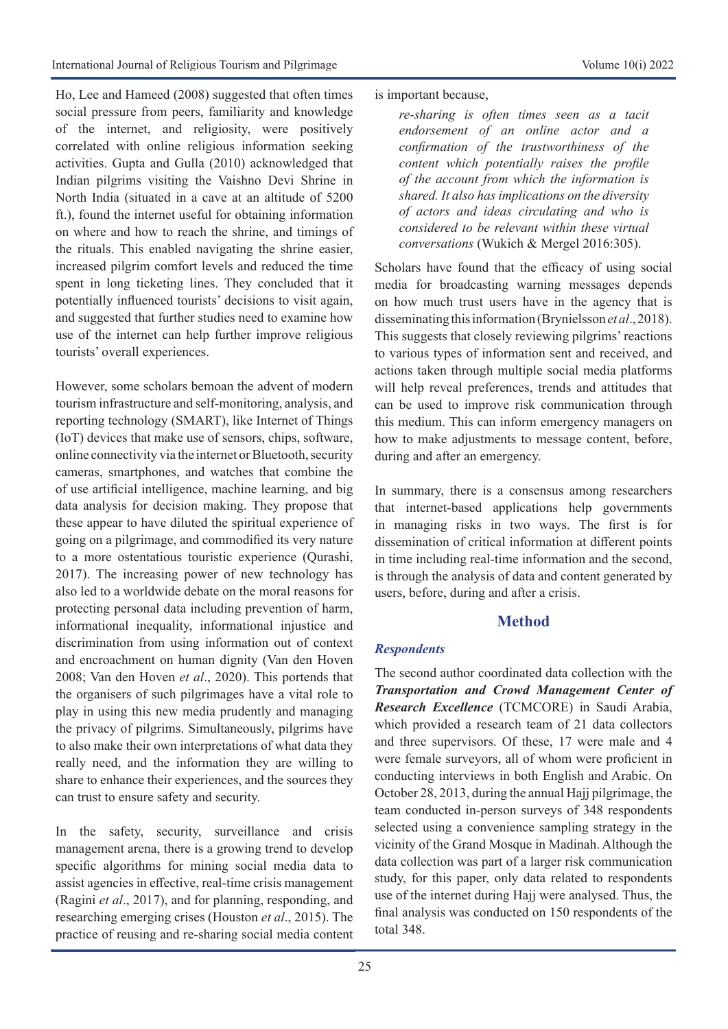Ho, Lee and Hameed (2008) suggested that often times social pressure from peers, familiarity and knowledge of the internet, and religiosity, were positively correlated with online religious information seeking activities. Gupta and Gulla (2010) acknowledged that Indian pilgrims visiting the Vaishno Devi Shrine in North India (situated in a cave at an altitude of 5200 ft.), found the internet useful for obtaining information on where and how to reach the shrine, and timings of the rituals. This enabled navigating the shrine easier, increased pilgrim comfort levels and reduced the time spent in long ticketing lines. They concluded that it potentially influenced tourists' decisions to visit again, and suggested that further studies need to examine how use of the internet can help further improve religious tourists' overall experiences.

However, some scholars bemoan the advent of modern tourism infrastructure and self-monitoring, analysis, and reporting technology (SMART), like Internet of Things (IoT) devices that make use of sensors, chips, software, online connectivity via the internet or Bluetooth, security cameras, smartphones, and watches that combine the of use artificial intelligence, machine learning, and big data analysis for decision making. They propose that these appear to have diluted the spiritual experience of going on a pilgrimage, and commodified its very nature to a more ostentatious touristic experience (Qurashi, 2017). The increasing power of new technology has also led to a worldwide debate on the moral reasons for protecting personal data including prevention of harm, informational inequality, informational injustice and discrimination from using information out of context and encroachment on human dignity (Van den Hoven 2008; Van den Hoven *et al*., 2020). This portends that the organisers of such pilgrimages have a vital role to play in using this new media prudently and managing the privacy of pilgrims. Simultaneously, pilgrims have to also make their own interpretations of what data they really need, and the information they are willing to share to enhance their experiences, and the sources they can trust to ensure safety and security.

In the safety, security, surveillance and crisis management arena, there is a growing trend to develop specific algorithms for mining social media data to assist agencies in effective, real-time crisis management (Ragini *et al*., 2017), and for planning, responding, and researching emerging crises (Houston *et al*., 2015). The practice of reusing and re-sharing social media content is important because,

> *re-sharing is often times seen as a tacit endorsement of an online actor and a confirmation of the trustworthiness of the content which potentially raises the profile of the account from which the information is shared. It also has implications on the diversity of actors and ideas circulating and who is considered to be relevant within these virtual conversations* (Wukich & Mergel 2016:305).

Scholars have found that the efficacy of using social media for broadcasting warning messages depends on how much trust users have in the agency that is disseminating this information (Brynielsson *et al*., 2018). This suggests that closely reviewing pilgrims' reactions to various types of information sent and received, and actions taken through multiple social media platforms will help reveal preferences, trends and attitudes that can be used to improve risk communication through this medium. This can inform emergency managers on how to make adjustments to message content, before, during and after an emergency.

In summary, there is a consensus among researchers that internet-based applications help governments in managing risks in two ways. The first is for dissemination of critical information at different points in time including real-time information and the second, is through the analysis of data and content generated by users, before, during and after a crisis.

## Method

### *Respondents*

The second author coordinated data collection with the ***Transportation and Crowd Management Center of Research Excellence*** (TCMCORE) in Saudi Arabia, which provided a research team of 21 data collectors and three supervisors. Of these, 17 were male and 4 were female surveyors, all of whom were proficient in conducting interviews in both English and Arabic. On October 28, 2013, during the annual Hajj pilgrimage, the team conducted in-person surveys of 348 respondents selected using a convenience sampling strategy in the vicinity of the Grand Mosque in Madinah. Although the data collection was part of a larger risk communication study, for this paper, only data related to respondents use of the internet during Hajj were analysed. Thus, the final analysis was conducted on 150 respondents of the total 348.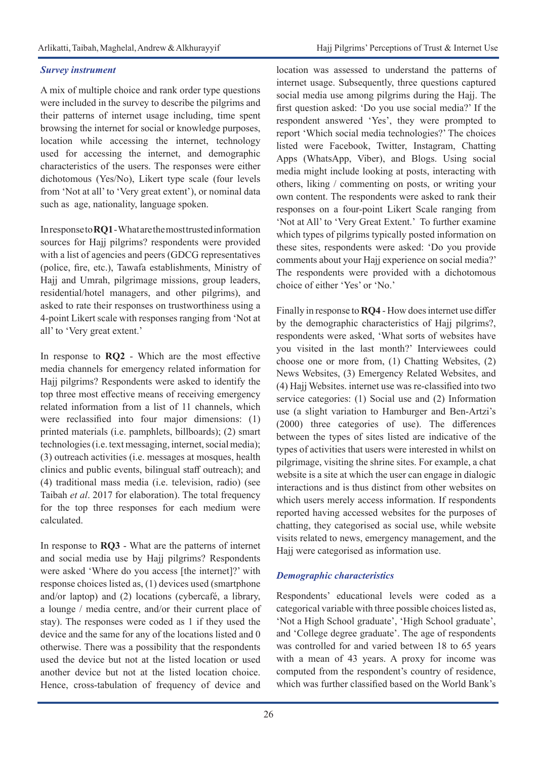### *Survey instrument*

A mix of multiple choice and rank order type questions were included in the survey to describe the pilgrims and their patterns of internet usage including, time spent browsing the internet for social or knowledge purposes, location while accessing the internet, technology used for accessing the internet, and demographic characteristics of the users. The responses were either dichotomous (Yes/No), Likert type scale (four levels from 'Not at all' to 'Very great extent'), or nominal data such as age, nationality, language spoken.

In response to **RQ1** - What are the most trusted information sources for Hajj pilgrims? respondents were provided with a list of agencies and peers (GDCG representatives (police, fire, etc.), Tawafa establishments, Ministry of Hajj and Umrah, pilgrimage missions, group leaders, residential/hotel managers, and other pilgrims), and asked to rate their responses on trustworthiness using a 4-point Likert scale with responses ranging from 'Not at all' to 'Very great extent.'

In response to **RQ2** - Which are the most effective media channels for emergency related information for Hajj pilgrims? Respondents were asked to identify the top three most effective means of receiving emergency related information from a list of 11 channels, which were reclassified into four major dimensions: (1) printed materials (i.e. pamphlets, billboards); (2) smart technologies (i.e. text messaging, internet, social media); (3) outreach activities (i.e. messages at mosques, health clinics and public events, bilingual staff outreach); and (4) traditional mass media (i.e. television, radio) (see Taibah *et al*. 2017 for elaboration). The total frequency for the top three responses for each medium were calculated.

In response to **RQ3** - What are the patterns of internet and social media use by Hajj pilgrims? Respondents were asked 'Where do you access [the internet]?' with response choices listed as, (1) devices used (smartphone and/or laptop) and (2) locations (cybercafé, a library, a lounge / media centre, and/or their current place of stay). The responses were coded as 1 if they used the device and the same for any of the locations listed and 0 otherwise. There was a possibility that the respondents used the device but not at the listed location or used another device but not at the listed location choice. Hence, cross-tabulation of frequency of device and location was assessed to understand the patterns of internet usage. Subsequently, three questions captured social media use among pilgrims during the Hajj. The first question asked: 'Do you use social media?' If the respondent answered 'Yes', they were prompted to report 'Which social media technologies?' The choices listed were Facebook, Twitter, Instagram, Chatting Apps (WhatsApp, Viber), and Blogs. Using social media might include looking at posts, interacting with others, liking / commenting on posts, or writing your own content. The respondents were asked to rank their responses on a four-point Likert Scale ranging from 'Not at All' to 'Very Great Extent.' To further examine which types of pilgrims typically posted information on these sites, respondents were asked: 'Do you provide comments about your Hajj experience on social media?' The respondents were provided with a dichotomous choice of either 'Yes' or 'No.'

Finally in response to **RQ4** - How does internet use differ by the demographic characteristics of Hajj pilgrims?, respondents were asked, 'What sorts of websites have you visited in the last month?' Interviewees could choose one or more from, (1) Chatting Websites, (2) News Websites, (3) Emergency Related Websites, and (4) Hajj Websites. internet use was re-classified into two service categories: (1) Social use and (2) Information use (a slight variation to Hamburger and Ben-Artzi's (2000) three categories of use). The differences between the types of sites listed are indicative of the types of activities that users were interested in whilst on pilgrimage, visiting the shrine sites. For example, a chat website is a site at which the user can engage in dialogic interactions and is thus distinct from other websites on which users merely access information. If respondents reported having accessed websites for the purposes of chatting, they categorised as social use, while website visits related to news, emergency management, and the Hajj were categorised as information use.

### *Demographic characteristics*

Respondents' educational levels were coded as a categorical variable with three possible choices listed as, 'Not a High School graduate', 'High School graduate', and 'College degree graduate'. The age of respondents was controlled for and varied between 18 to 65 years with a mean of 43 years. A proxy for income was computed from the respondent's country of residence, which was further classified based on the World Bank's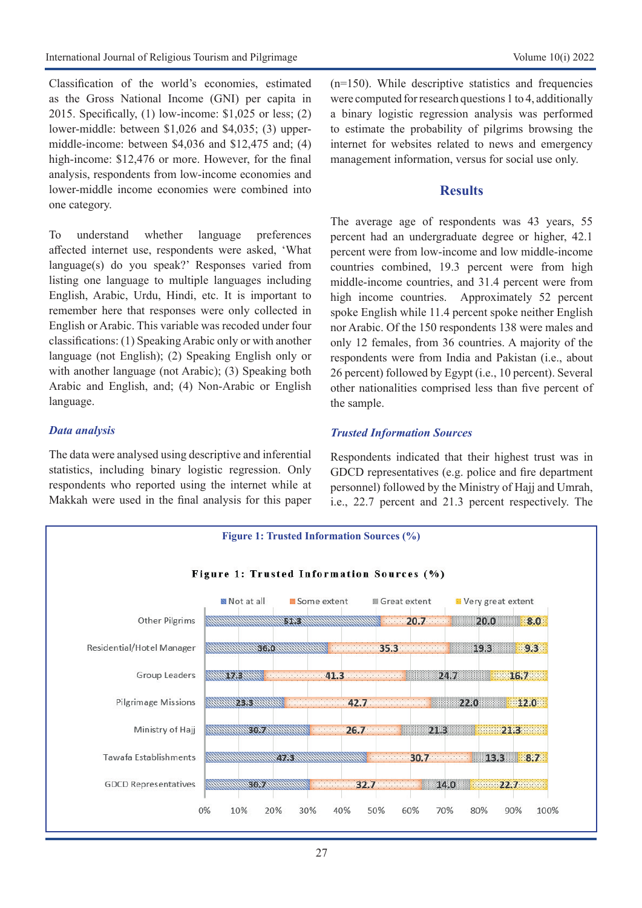Classification of the world's economies, estimated as the Gross National Income (GNI) per capita in 2015. Specifically, (1) low-income: $1,025 or less; (2) lower-middle: between $1,026 and $4,035; (3) upper-middle-income: between $4,036 and $12,475 and; (4) high-income: $12,476 or more. However, for the final analysis, respondents from low-income economies and lower-middle income economies were combined into one category.

To understand whether language preferences affected internet use, respondents were asked, 'What language(s) do you speak?' Responses varied from listing one language to multiple languages including English, Arabic, Urdu, Hindi, etc. It is important to remember here that responses were only collected in English or Arabic. This variable was recoded under four classifications: (1) Speaking Arabic only or with another language (not English); (2) Speaking English only or with another language (not Arabic); (3) Speaking both Arabic and English, and; (4) Non-Arabic or English language.

### *Data analysis*

The data were analysed using descriptive and inferential statistics, including binary logistic regression. Only respondents who reported using the internet while at Makkah were used in the final analysis for this paper (n=150). While descriptive statistics and frequencies were computed for research questions 1 to 4, additionally a binary logistic regression analysis was performed to estimate the probability of pilgrims browsing the internet for websites related to news and emergency management information, versus for social use only.

## Results

The average age of respondents was 43 years, 55 percent had an undergraduate degree or higher, 42.1 percent were from low-income and low middle-income countries combined, 19.3 percent were from high middle-income countries, and 31.4 percent were from high income countries. Approximately 52 percent spoke English while 11.4 percent spoke neither English nor Arabic. Of the 150 respondents 138 were males and only 12 females, from 36 countries. A majority of the respondents were from India and Pakistan (i.e., about 26 percent) followed by Egypt (i.e., 10 percent). Several other nationalities comprised less than five percent of the sample.

### *Trusted Information Sources*

Respondents indicated that their highest trust was in GDCD representatives (e.g. police and fire department personnel) followed by the Ministry of Hajj and Umrah, i.e., 22.7 percent and 21.3 percent respectively. The

**Figure 1: Trusted Information Sources (%)**

| Source | Not at all | Some extent | Great extent | Very great extent |
|---|---|---|---|---|
| Other Pilgrims | 51.3 | 20.7 | 20.0 | 8.0 |
| Residential/Hotel Manager | 36.0 | 35.3 | 19.3 | 9.3 |
| Group Leaders | 17.3 | 41.3 | 24.7 | 16.7 |
| Pilgrimage Missions | 23.3 | 42.7 | 22.0 | 12.0 |
| Ministry of Hajj | 30.7 | 26.7 | 21.3 | 21.3 |
| Tawafa Establishments | 47.3 | 30.7 | 13.3 | 8.7 |
| GDCD Representatives | 30.7 | 32.7 | 14.0 | 22.7 |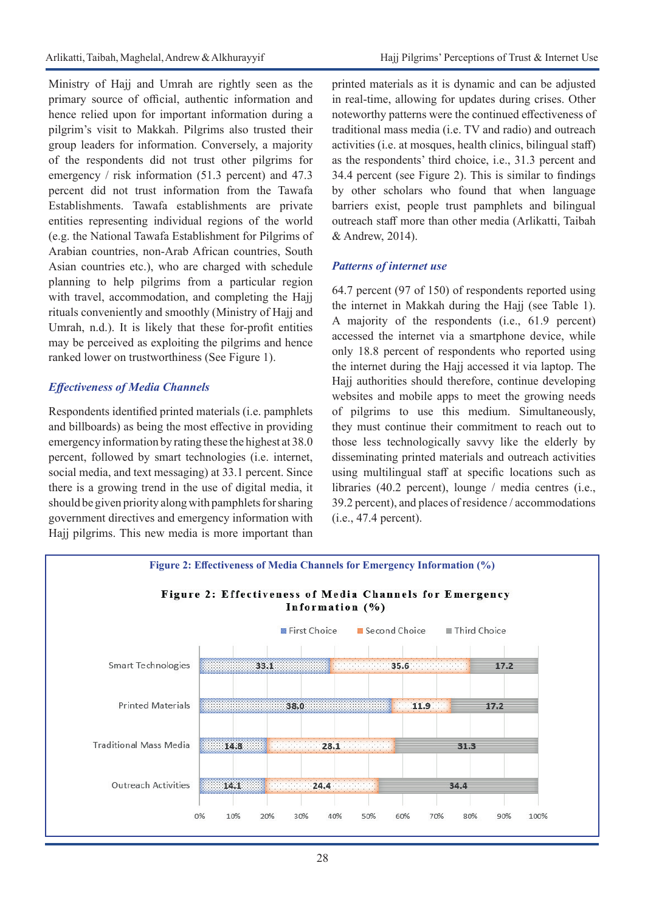Ministry of Hajj and Umrah are rightly seen as the primary source of official, authentic information and hence relied upon for important information during a pilgrim's visit to Makkah. Pilgrims also trusted their group leaders for information. Conversely, a majority of the respondents did not trust other pilgrims for emergency / risk information (51.3 percent) and 47.3 percent did not trust information from the Tawafa Establishments. Tawafa establishments are private entities representing individual regions of the world (e.g. the National Tawafa Establishment for Pilgrims of Arabian countries, non-Arab African countries, South Asian countries etc.), who are charged with schedule planning to help pilgrims from a particular region with travel, accommodation, and completing the Hajj rituals conveniently and smoothly (Ministry of Hajj and Umrah, n.d.). It is likely that these for-profit entities may be perceived as exploiting the pilgrims and hence ranked lower on trustworthiness (See Figure 1).

### *Effectiveness of Media Channels*

Respondents identified printed materials (i.e. pamphlets and billboards) as being the most effective in providing emergency information by rating these the highest at 38.0 percent, followed by smart technologies (i.e. internet, social media, and text messaging) at 33.1 percent. Since there is a growing trend in the use of digital media, it should be given priority along with pamphlets for sharing government directives and emergency information with Hajj pilgrims. This new media is more important than printed materials as it is dynamic and can be adjusted in real-time, allowing for updates during crises. Other noteworthy patterns were the continued effectiveness of traditional mass media (i.e. TV and radio) and outreach activities (i.e. at mosques, health clinics, bilingual staff) as the respondents' third choice, i.e., 31.3 percent and 34.4 percent (see Figure 2). This is similar to findings by other scholars who found that when language barriers exist, people trust pamphlets and bilingual outreach staff more than other media (Arlikatti, Taibah & Andrew, 2014).

### *Patterns of internet use*

64.7 percent (97 of 150) of respondents reported using the internet in Makkah during the Hajj (see Table 1). A majority of the respondents (i.e., 61.9 percent) accessed the internet via a smartphone device, while only 18.8 percent of respondents who reported using the internet during the Hajj accessed it via laptop. The Hajj authorities should therefore, continue developing websites and mobile apps to meet the growing needs of pilgrims to use this medium. Simultaneously, they must continue their commitment to reach out to those less technologically savvy like the elderly by disseminating printed materials and outreach activities using multilingual staff at specific locations such as libraries (40.2 percent), lounge / media centres (i.e., 39.2 percent), and places of residence / accommodations (i.e., 47.4 percent).

**Figure 2: Effectiveness of Media Channels for Emergency Information (%)**

| Media Channel | First Choice | Second Choice | Third Choice |
|---|---|---|---|
| Smart Technologies | 33.1 | 35.6 | 17.2 |
| Printed Materials | 38.0 | 11.9 | 17.2 |
| Traditional Mass Media | 14.8 | 28.1 | 31.3 |
| Outreach Activities | 14.1 | 24.4 | 34.4 |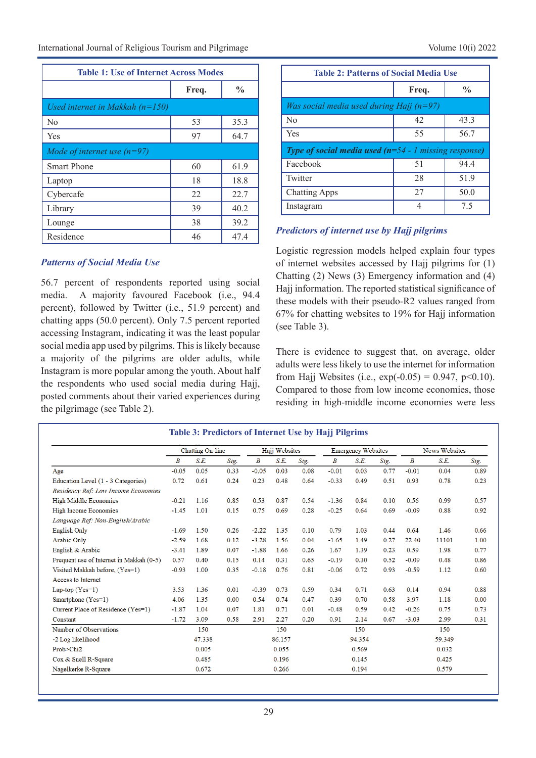**Table 1: Use of Internet Across Modes**

| | Freq. | % |
|---|---|---|
| *Used internet in Makkah (n=150)* | | |
| No | 53 | 35.3 |
| Yes | 97 | 64.7 |
| *Mode of internet use (n=97)* | | |
| Smart Phone | 60 | 61.9 |
| Laptop | 18 | 18.8 |
| Cybercafe | 22 | 22.7 |
| Library | 39 | 40.2 |
| Lounge | 38 | 39.2 |
| Residence | 46 | 47.4 |

### *Patterns of Social Media Use*

56.7 percent of respondents reported using social media. A majority favoured Facebook (i.e., 94.4 percent), followed by Twitter (i.e., 51.9 percent) and chatting apps (50.0 percent). Only 7.5 percent reported accessing Instagram, indicating it was the least popular social media app used by pilgrims. This is likely because a majority of the pilgrims are older adults, while Instagram is more popular among the youth. About half the respondents who used social media during Hajj, posted comments about their varied experiences during the pilgrimage (see Table 2).

**Table 2: Patterns of Social Media Use**

| | Freq. | % |
|---|---|---|
| *Was social media used during Hajj (n=97)* | | |
| No | 42 | 43.3 |
| Yes | 55 | 56.7 |
| ***Type of social media used (n=****54 - 1 missing response)* | | |
| Facebook | 51 | 94.4 |
| Twitter | 28 | 51.9 |
| Chatting Apps | 27 | 50.0 |
| Instagram | 4 | 7.5 |

### *Predictors of internet use by Hajj pilgrims*

Logistic regression models helped explain four types of internet websites accessed by Hajj pilgrims for (1) Chatting (2) News (3) Emergency information and (4) Hajj information. The reported statistical significance of these models with their pseudo-R2 values ranged from 67% for chatting websites to 19% for Hajj information (see Table 3).

There is evidence to suggest that, on average, older adults were less likely to use the internet for information from Hajj Websites (i.e., exp(-0.05) = 0.947, $p<0.10$). Compared to those from low income economies, those residing in high-middle income economies were less

**Table 3: Predictors of Internet Use by Hajj Pilgrims**

| | Chatting On-line | | | Hajj Websites | | | Emergency Websites | | | News Websites | | |
|---|---|---|---|---|---|---|---|---|---|---|---|---|
| | B | S.E. | Sig. | B | S.E. | Sig. | B | S.E. | Sig. | B | S.E. | Sig. |
| Age | -0.05 | 0.05 | 0.33 | -0.05 | 0.03 | 0.08 | -0.01 | 0.03 | 0.77 | -0.01 | 0.04 | 0.89 |
| Education Level (1 - 3 Categories) | 0.72 | 0.61 | 0.24 | 0.23 | 0.48 | 0.64 | -0.33 | 0.49 | 0.51 | 0.93 | 0.78 | 0.23 |
| *Residency Ref: Low Income Economies* | | | | | | | | | | | | |
| High Middle Economies | -0.21 | 1.16 | 0.85 | 0.53 | 0.87 | 0.54 | -1.36 | 0.84 | 0.10 | 0.56 | 0.99 | 0.57 |
| High Income Economies | -1.45 | 1.01 | 0.15 | 0.75 | 0.69 | 0.28 | -0.25 | 0.64 | 0.69 | -0.09 | 0.88 | 0.92 |
| *Language Ref: Non-English/Arabic* | | | | | | | | | | | | |
| English Only | -1.69 | 1.50 | 0.26 | -2.22 | 1.35 | 0.10 | 0.79 | 1.03 | 0.44 | 0.64 | 1.46 | 0.66 |
| Arabic Only | -2.59 | 1.68 | 0.12 | -3.28 | 1.56 | 0.04 | -1.65 | 1.49 | 0.27 | 22.40 | 11101 | 1.00 |
| English & Arabic | -3.41 | 1.89 | 0.07 | -1.88 | 1.66 | 0.26 | 1.67 | 1.39 | 0.23 | 0.59 | 1.98 | 0.77 |
| Frequent use of Internet in Makkah (0-5) | 0.57 | 0.40 | 0.15 | 0.14 | 0.31 | 0.65 | -0.19 | 0.30 | 0.52 | -0.09 | 0.48 | 0.86 |
| Visited Makkah before, (Yes=1) | -0.93 | 1.00 | 0.35 | -0.18 | 0.76 | 0.81 | -0.06 | 0.72 | 0.93 | -0.59 | 1.12 | 0.60 |
| Access to Internet | | | | | | | | | | | | |
| Lap-top (Yes=1) | 3.53 | 1.36 | 0.01 | -0.39 | 0.73 | 0.59 | 0.34 | 0.71 | 0.63 | 0.14 | 0.94 | 0.88 |
| Smartphone (Yes=1) | 4.06 | 1.35 | 0.00 | 0.54 | 0.74 | 0.47 | 0.39 | 0.70 | 0.58 | 3.97 | 1.18 | 0.00 |
| Current Place of Residence (Yes=1) | -1.87 | 1.04 | 0.07 | 1.81 | 0.71 | 0.01 | -0.48 | 0.59 | 0.42 | -0.26 | 0.75 | 0.73 |
| Constant | -1.72 | 3.09 | 0.58 | 2.91 | 2.27 | 0.20 | 0.91 | 2.14 | 0.67 | -3.03 | 2.99 | 0.31 |
| Number of Observations | | 150 | | | 150 | | | 150 | | | 150 | |
| -2 Log likelihood | | 47.338 | | | 86.157 | | | 94.354 | | | 59.349 | |
| Prob>Chi2 | | 0.005 | | | 0.055 | | | 0.569 | | | 0.032 | |
| Cox & Snell R-Square | | 0.485 | | | 0.196 | | | 0.145 | | | 0.425 | |
| Nagelkerke R-Square | | 0.672 | | | 0.266 | | | 0.194 | | | 0.579 | |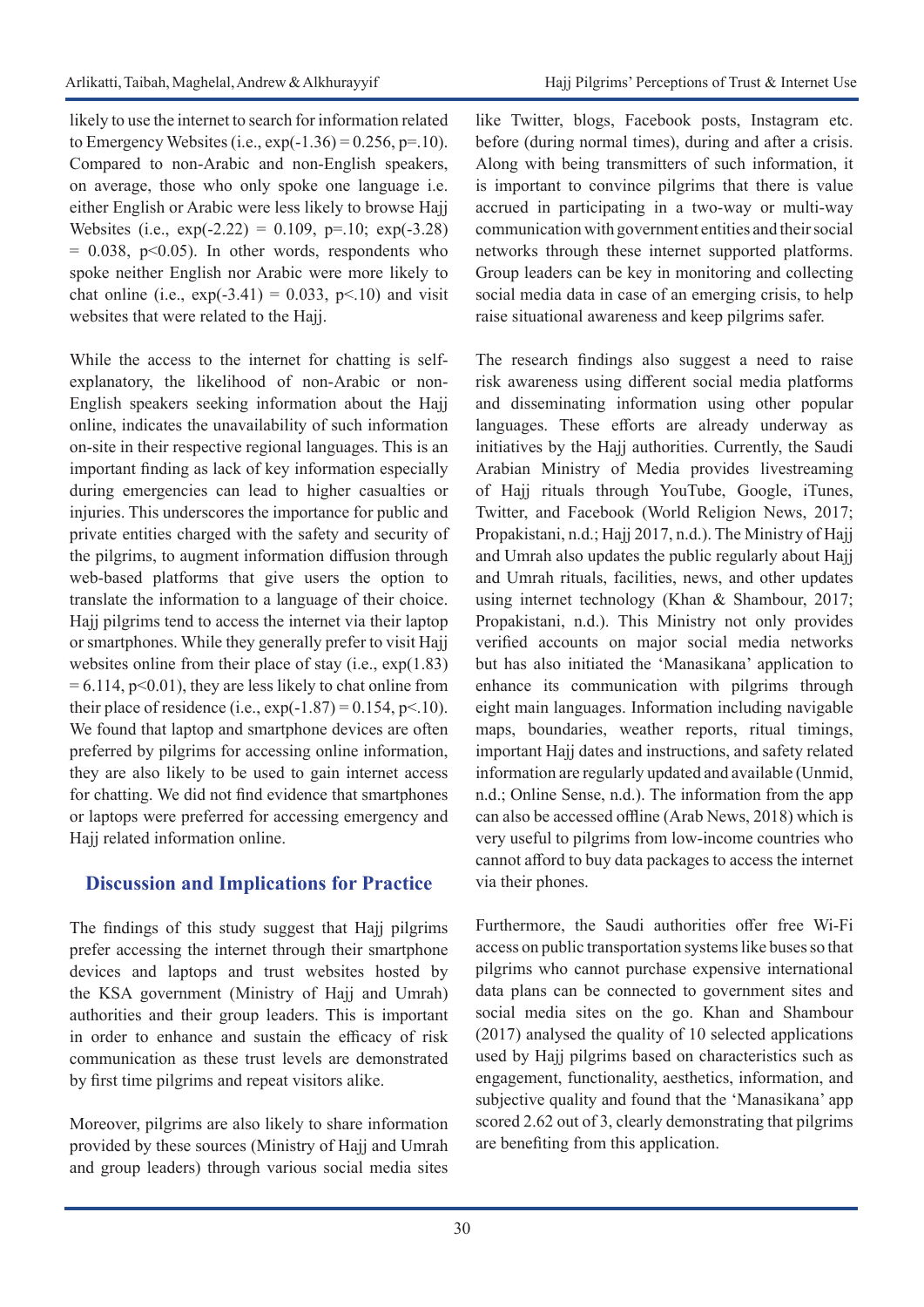likely to use the internet to search for information related to Emergency Websites (i.e., $\exp(-1.36) = 0.256$, $p=.10$). Compared to non-Arabic and non-English speakers, on average, those who only spoke one language i.e. either English or Arabic were less likely to browse Hajj Websites (i.e., $\exp(-2.22) = 0.109$, $p=.10$; $\exp(-3.28) = 0.038$, $p<0.05$). In other words, respondents who spoke neither English nor Arabic were more likely to chat online (i.e., $\exp(-3.41) = 0.033$, $p<.10$) and visit websites that were related to the Hajj.

While the access to the internet for chatting is self-explanatory, the likelihood of non-Arabic or non-English speakers seeking information about the Hajj online, indicates the unavailability of such information on-site in their respective regional languages. This is an important finding as lack of key information especially during emergencies can lead to higher casualties or injuries. This underscores the importance for public and private entities charged with the safety and security of the pilgrims, to augment information diffusion through web-based platforms that give users the option to translate the information to a language of their choice. Hajj pilgrims tend to access the internet via their laptop or smartphones. While they generally prefer to visit Hajj websites online from their place of stay (i.e., $\exp(1.83) = 6.114$, $p<0.01$), they are less likely to chat online from their place of residence (i.e., $\exp(-1.87) = 0.154$, $p<.10$). We found that laptop and smartphone devices are often preferred by pilgrims for accessing online information, they are also likely to be used to gain internet access for chatting. We did not find evidence that smartphones or laptops were preferred for accessing emergency and Hajj related information online.

## Discussion and Implications for Practice

The findings of this study suggest that Hajj pilgrims prefer accessing the internet through their smartphone devices and laptops and trust websites hosted by the KSA government (Ministry of Hajj and Umrah) authorities and their group leaders. This is important in order to enhance and sustain the efficacy of risk communication as these trust levels are demonstrated by first time pilgrims and repeat visitors alike.

Moreover, pilgrims are also likely to share information provided by these sources (Ministry of Hajj and Umrah and group leaders) through various social media sites like Twitter, blogs, Facebook posts, Instagram etc. before (during normal times), during and after a crisis. Along with being transmitters of such information, it is important to convince pilgrims that there is value accrued in participating in a two-way or multi-way communication with government entities and their social networks through these internet supported platforms. Group leaders can be key in monitoring and collecting social media data in case of an emerging crisis, to help raise situational awareness and keep pilgrims safer.

The research findings also suggest a need to raise risk awareness using different social media platforms and disseminating information using other popular languages. These efforts are already underway as initiatives by the Hajj authorities. Currently, the Saudi Arabian Ministry of Media provides livestreaming of Hajj rituals through YouTube, Google, iTunes, Twitter, and Facebook (World Religion News, 2017; Propakistani, n.d.; Hajj 2017, n.d.). The Ministry of Hajj and Umrah also updates the public regularly about Hajj and Umrah rituals, facilities, news, and other updates using internet technology (Khan & Shambour, 2017; Propakistani, n.d.). This Ministry not only provides verified accounts on major social media networks but has also initiated the 'Manasikana' application to enhance its communication with pilgrims through eight main languages. Information including navigable maps, boundaries, weather reports, ritual timings, important Hajj dates and instructions, and safety related information are regularly updated and available (Unmid, n.d.; Online Sense, n.d.). The information from the app can also be accessed offline (Arab News, 2018) which is very useful to pilgrims from low-income countries who cannot afford to buy data packages to access the internet via their phones.

Furthermore, the Saudi authorities offer free Wi-Fi access on public transportation systems like buses so that pilgrims who cannot purchase expensive international data plans can be connected to government sites and social media sites on the go. Khan and Shambour (2017) analysed the quality of 10 selected applications used by Hajj pilgrims based on characteristics such as engagement, functionality, aesthetics, information, and subjective quality and found that the 'Manasikana' app scored 2.62 out of 3, clearly demonstrating that pilgrims are benefiting from this application.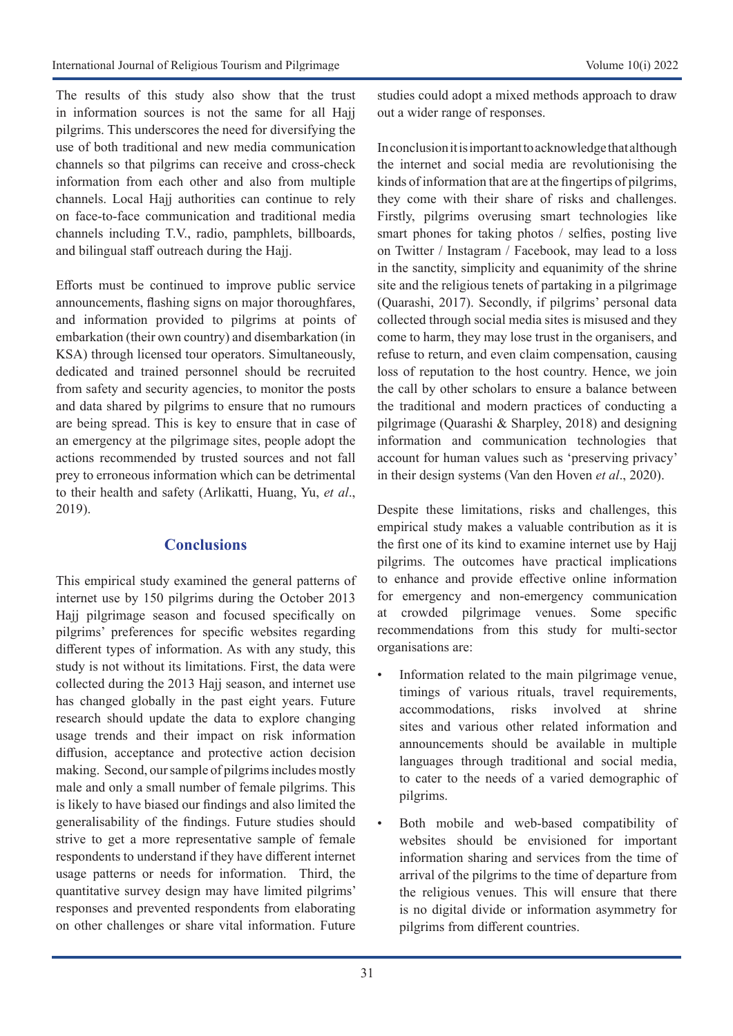The results of this study also show that the trust in information sources is not the same for all Hajj pilgrims. This underscores the need for diversifying the use of both traditional and new media communication channels so that pilgrims can receive and cross-check information from each other and also from multiple channels. Local Hajj authorities can continue to rely on face-to-face communication and traditional media channels including T.V., radio, pamphlets, billboards, and bilingual staff outreach during the Hajj.

Efforts must be continued to improve public service announcements, flashing signs on major thoroughfares, and information provided to pilgrims at points of embarkation (their own country) and disembarkation (in KSA) through licensed tour operators. Simultaneously, dedicated and trained personnel should be recruited from safety and security agencies, to monitor the posts and data shared by pilgrims to ensure that no rumours are being spread. This is key to ensure that in case of an emergency at the pilgrimage sites, people adopt the actions recommended by trusted sources and not fall prey to erroneous information which can be detrimental to their health and safety (Arlikatti, Huang, Yu, *et al*., 2019).

## Conclusions

This empirical study examined the general patterns of internet use by 150 pilgrims during the October 2013 Hajj pilgrimage season and focused specifically on pilgrims' preferences for specific websites regarding different types of information. As with any study, this study is not without its limitations. First, the data were collected during the 2013 Hajj season, and internet use has changed globally in the past eight years. Future research should update the data to explore changing usage trends and their impact on risk information diffusion, acceptance and protective action decision making. Second, our sample of pilgrims includes mostly male and only a small number of female pilgrims. This is likely to have biased our findings and also limited the generalisability of the findings. Future studies should strive to get a more representative sample of female respondents to understand if they have different internet usage patterns or needs for information. Third, the quantitative survey design may have limited pilgrims' responses and prevented respondents from elaborating on other challenges or share vital information. Future studies could adopt a mixed methods approach to draw out a wider range of responses.

In conclusion it is important to acknowledge that although the internet and social media are revolutionising the kinds of information that are at the fingertips of pilgrims, they come with their share of risks and challenges. Firstly, pilgrims overusing smart technologies like smart phones for taking photos / selfies, posting live on Twitter / Instagram / Facebook, may lead to a loss in the sanctity, simplicity and equanimity of the shrine site and the religious tenets of partaking in a pilgrimage (Quarashi, 2017). Secondly, if pilgrims' personal data collected through social media sites is misused and they come to harm, they may lose trust in the organisers, and refuse to return, and even claim compensation, causing loss of reputation to the host country. Hence, we join the call by other scholars to ensure a balance between the traditional and modern practices of conducting a pilgrimage (Quarashi & Sharpley, 2018) and designing information and communication technologies that account for human values such as 'preserving privacy' in their design systems (Van den Hoven *et al*., 2020).

Despite these limitations, risks and challenges, this empirical study makes a valuable contribution as it is the first one of its kind to examine internet use by Hajj pilgrims. The outcomes have practical implications to enhance and provide effective online information for emergency and non-emergency communication at crowded pilgrimage venues. Some specific recommendations from this study for multi-sector organisations are:

- Information related to the main pilgrimage venue, timings of various rituals, travel requirements, accommodations, risks involved at shrine sites and various other related information and announcements should be available in multiple languages through traditional and social media, to cater to the needs of a varied demographic of pilgrims.
- Both mobile and web-based compatibility of websites should be envisioned for important information sharing and services from the time of arrival of the pilgrims to the time of departure from the religious venues. This will ensure that there is no digital divide or information asymmetry for pilgrims from different countries.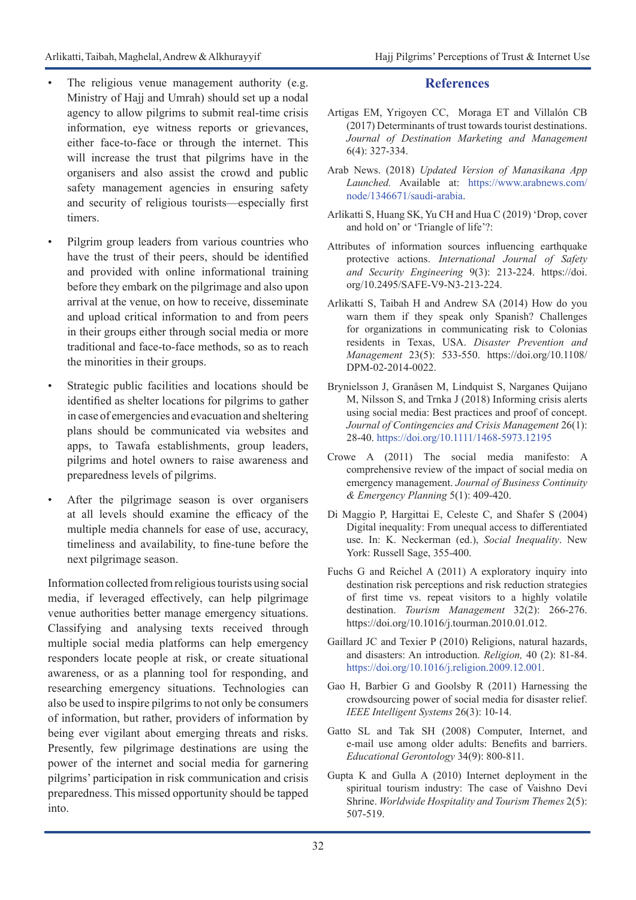- The religious venue management authority (e.g. Ministry of Hajj and Umrah) should set up a nodal agency to allow pilgrims to submit real-time crisis information, eye witness reports or grievances, either face-to-face or through the internet. This will increase the trust that pilgrims have in the organisers and also assist the crowd and public safety management agencies in ensuring safety and security of religious tourists—especially first timers.

- Pilgrim group leaders from various countries who have the trust of their peers, should be identified and provided with online informational training before they embark on the pilgrimage and also upon arrival at the venue, on how to receive, disseminate and upload critical information to and from peers in their groups either through social media or more traditional and face-to-face methods, so as to reach the minorities in their groups.

- Strategic public facilities and locations should be identified as shelter locations for pilgrims to gather in case of emergencies and evacuation and sheltering plans should be communicated via websites and apps, to Tawafa establishments, group leaders, pilgrims and hotel owners to raise awareness and preparedness levels of pilgrims.

- After the pilgrimage season is over organisers at all levels should examine the efficacy of the multiple media channels for ease of use, accuracy, timeliness and availability, to fine-tune before the next pilgrimage season.

Information collected from religious tourists using social media, if leveraged effectively, can help pilgrimage venue authorities better manage emergency situations. Classifying and analysing texts received through multiple social media platforms can help emergency responders locate people at risk, or create situational awareness, or as a planning tool for responding, and researching emergency situations. Technologies can also be used to inspire pilgrims to not only be consumers of information, but rather, providers of information by being ever vigilant about emerging threats and risks. Presently, few pilgrimage destinations are using the power of the internet and social media for garnering pilgrims' participation in risk communication and crisis preparedness. This missed opportunity should be tapped into.

## References

Artigas EM, Yrigoyen CC, Moraga ET and Villalón CB (2017) Determinants of trust towards tourist destinations. *Journal of Destination Marketing and Management* 6(4): 327-334.

Arab News. (2018) *Updated Version of Manasikana App Launched.* Available at: https://www.arabnews.com/node/1346671/saudi-arabia.

Arlikatti S, Huang SK, Yu CH and Hua C (2019) 'Drop, cover and hold on' or 'Triangle of life'?:

Attributes of information sources influencing earthquake protective actions. *International Journal of Safety and Security Engineering* 9(3): 213-224. https://doi.org/10.2495/SAFE-V9-N3-213-224.

Arlikatti S, Taibah H and Andrew SA (2014) How do you warn them if they speak only Spanish? Challenges for organizations in communicating risk to Colonias residents in Texas, USA. *Disaster Prevention and Management* 23(5): 533-550. https://doi.org/10.1108/DPM-02-2014-0022.

Brynielsson J, Granåsen M, Lindquist S, Narganes Quijano M, Nilsson S, and Trnka J (2018) Informing crisis alerts using social media: Best practices and proof of concept. *Journal of Contingencies and Crisis Management* 26(1): 28-40. https://doi.org/10.1111/1468-5973.12195

Crowe A (2011) The social media manifesto: A comprehensive review of the impact of social media on emergency management. *Journal of Business Continuity & Emergency Planning* 5(1): 409-420.

Di Maggio P, Hargittai E, Celeste C, and Shafer S (2004) Digital inequality: From unequal access to differentiated use. In: K. Neckerman (ed.), *Social Inequality*. New York: Russell Sage, 355-400.

Fuchs G and Reichel A (2011) A exploratory inquiry into destination risk perceptions and risk reduction strategies of first time vs. repeat visitors to a highly volatile destination. *Tourism Management* 32(2): 266-276. https://doi.org/10.1016/j.tourman.2010.01.012.

Gaillard JC and Texier P (2010) Religions, natural hazards, and disasters: An introduction. *Religion,* 40 (2): 81-84. https://doi.org/10.1016/j.religion.2009.12.001.

Gao H, Barbier G and Goolsby R (2011) Harnessing the crowdsourcing power of social media for disaster relief. *IEEE Intelligent Systems* 26(3): 10-14.

Gatto SL and Tak SH (2008) Computer, Internet, and e-mail use among older adults: Benefits and barriers. *Educational Gerontology* 34(9): 800-811.

Gupta K and Gulla A (2010) Internet deployment in the spiritual tourism industry: The case of Vaishno Devi Shrine. *Worldwide Hospitality and Tourism Themes* 2(5): 507-519.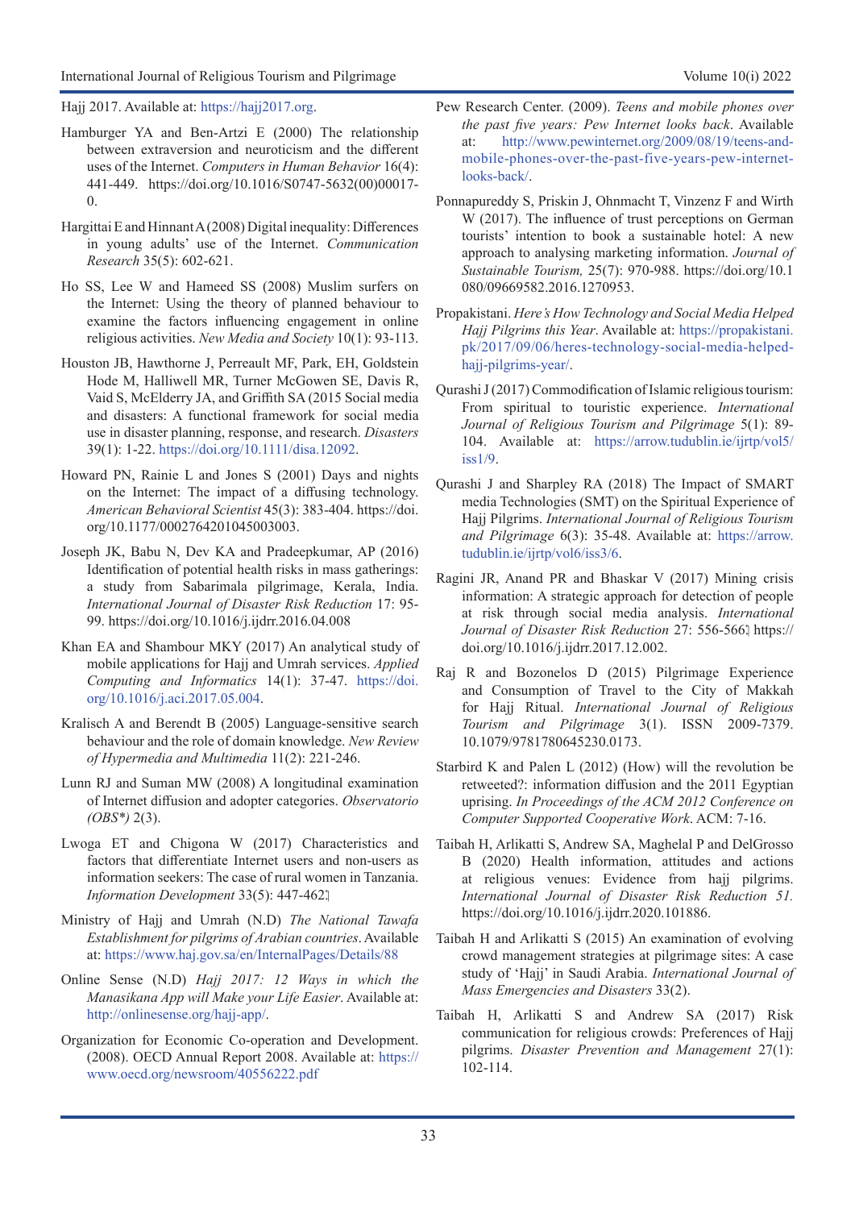Hajj 2017. Available at: https://hajj2017.org.

Hamburger YA and Ben-Artzi E (2000) The relationship between extraversion and neuroticism and the different uses of the Internet. *Computers in Human Behavior* 16(4): 441-449. https://doi.org/10.1016/S0747-5632(00)00017-0.

Hargittai E and Hinnant A (2008) Digital inequality: Differences in young adults' use of the Internet. *Communication Research* 35(5): 602-621.

Ho SS, Lee W and Hameed SS (2008) Muslim surfers on the Internet: Using the theory of planned behaviour to examine the factors influencing engagement in online religious activities. *New Media and Society* 10(1): 93-113.

Houston JB, Hawthorne J, Perreault MF, Park, EH, Goldstein Hode M, Halliwell MR, Turner McGowen SE, Davis R, Vaid S, McElderry JA, and Griffith SA (2015 Social media and disasters: A functional framework for social media use in disaster planning, response, and research. *Disasters* 39(1): 1-22. https://doi.org/10.1111/disa.12092.

Howard PN, Rainie L and Jones S (2001) Days and nights on the Internet: The impact of a diffusing technology. *American Behavioral Scientist* 45(3): 383-404. https://doi.org/10.1177/0002764201045003003.

Joseph JK, Babu N, Dev KA and Pradeepkumar, AP (2016) Identification of potential health risks in mass gatherings: a study from Sabarimala pilgrimage, Kerala, India. *International Journal of Disaster Risk Reduction* 17: 95-99. https://doi.org/10.1016/j.ijdrr.2016.04.008

Khan EA and Shambour MKY (2017) An analytical study of mobile applications for Hajj and Umrah services. *Applied Computing and Informatics* 14(1): 37-47. https://doi.org/10.1016/j.aci.2017.05.004.

Kralisch A and Berendt B (2005) Language-sensitive search behaviour and the role of domain knowledge. *New Review of Hypermedia and Multimedia* 11(2): 221-246.

Lunn RJ and Suman MW (2008) A longitudinal examination of Internet diffusion and adopter categories. *Observatorio (OBS*)* 2(3).

Lwoga ET and Chigona W (2017) Characteristics and factors that differentiate Internet users and non-users as information seekers: The case of rural women in Tanzania. *Information Development* 33(5): 447-462.

Ministry of Hajj and Umrah (N.D) *The National Tawafa Establishment for pilgrims of Arabian countries*. Available at: https://www.haj.gov.sa/en/InternalPages/Details/88

Online Sense (N.D) *Hajj 2017: 12 Ways in which the Manasikana App will Make your Life Easier*. Available at: http://onlinesense.org/hajj-app/.

Organization for Economic Co-operation and Development. (2008). OECD Annual Report 2008. Available at: https://www.oecd.org/newsroom/40556222.pdf

Pew Research Center. (2009). *Teens and mobile phones over the past five years: Pew Internet looks back*. Available at: http://www.pewinternet.org/2009/08/19/teens-and-mobile-phones-over-the-past-five-years-pew-internet-looks-back/.

Ponnapureddy S, Priskin J, Ohnmacht T, Vinzenz F and Wirth W (2017). The influence of trust perceptions on German tourists' intention to book a sustainable hotel: A new approach to analysing marketing information. *Journal of Sustainable Tourism,* 25(7): 970-988. https://doi.org/10.1080/09669582.2016.1270953.

Propakistani. *Here's How Technology and Social Media Helped Hajj Pilgrims this Year*. Available at: https://propakistani.pk/2017/09/06/heres-technology-social-media-helped-hajj-pilgrims-year/.

Qurashi J (2017) Commodification of Islamic religious tourism: From spiritual to touristic experience. *International Journal of Religious Tourism and Pilgrimage* 5(1): 89-104. Available at: https://arrow.tudublin.ie/ijrtp/vol5/iss1/9.

Qurashi J and Sharpley RA (2018) The Impact of SMART media Technologies (SMT) on the Spiritual Experience of Hajj Pilgrims. *International Journal of Religious Tourism and Pilgrimage* 6(3): 35-48. Available at: https://arrow.tudublin.ie/ijrtp/vol6/iss3/6.

Ragini JR, Anand PR and Bhaskar V (2017) Mining crisis information: A strategic approach for detection of people at risk through social media analysis. *International Journal of Disaster Risk Reduction* 27: 556-566. https://doi.org/10.1016/j.ijdrr.2017.12.002.

Raj R and Bozonelos D (2015) Pilgrimage Experience and Consumption of Travel to the City of Makkah for Hajj Ritual. *International Journal of Religious Tourism and Pilgrimage* 3(1). ISSN 2009-7379. 10.1079/9781780645230.0173.

Starbird K and Palen L (2012) (How) will the revolution be retweeted?: information diffusion and the 2011 Egyptian uprising. *In Proceedings of the ACM 2012 Conference on Computer Supported Cooperative Work*. ACM: 7-16.

Taibah H, Arlikatti S, Andrew SA, Maghelal P and DelGrosso B (2020) Health information, attitudes and actions at religious venues: Evidence from hajj pilgrims. *International Journal of Disaster Risk Reduction 51.* https://doi.org/10.1016/j.ijdrr.2020.101886.

Taibah H and Arlikatti S (2015) An examination of evolving crowd management strategies at pilgrimage sites: A case study of 'Hajj' in Saudi Arabia. *International Journal of Mass Emergencies and Disasters* 33(2).

Taibah H, Arlikatti S and Andrew SA (2017) Risk communication for religious crowds: Preferences of Hajj pilgrims. *Disaster Prevention and Management* 27(1): 102-114.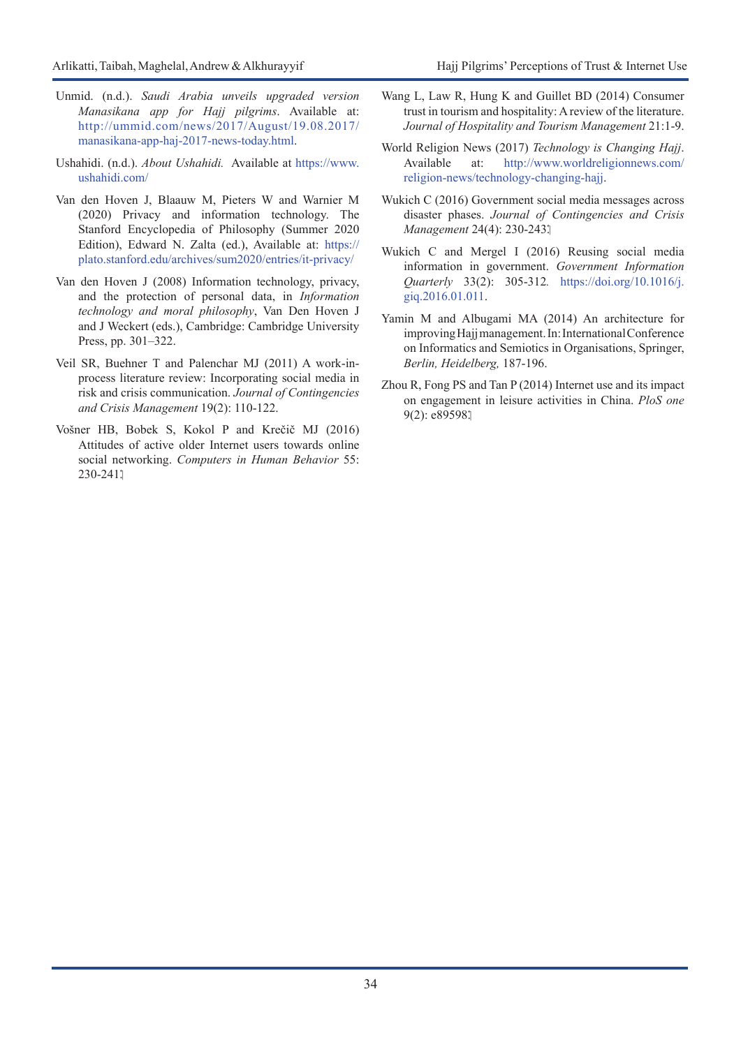Unmid. (n.d.). *Saudi Arabia unveils upgraded version Manasikana app for Hajj pilgrims*. Available at: http://ummid.com/news/2017/August/19.08.2017/manasikana-app-haj-2017-news-today.html.

Ushahidi. (n.d.). *About Ushahidi.* Available at https://www.ushahidi.com/

Van den Hoven J, Blaauw M, Pieters W and Warnier M (2020) Privacy and information technology. The Stanford Encyclopedia of Philosophy (Summer 2020 Edition), Edward N. Zalta (ed.), Available at: https://plato.stanford.edu/archives/sum2020/entries/it-privacy/

Van den Hoven J (2008) Information technology, privacy, and the protection of personal data, in *Information technology and moral philosophy*, Van Den Hoven J and J Weckert (eds.), Cambridge: Cambridge University Press, pp. 301–322.

Veil SR, Buehner T and Palenchar MJ (2011) A work-in-process literature review: Incorporating social media in risk and crisis communication. *Journal of Contingencies and Crisis Management* 19(2): 110-122.

Vošner HB, Bobek S, Kokol P and Krečič MJ (2016) Attitudes of active older Internet users towards online social networking. *Computers in Human Behavior* 55: 230-241.

Wang L, Law R, Hung K and Guillet BD (2014) Consumer trust in tourism and hospitality: A review of the literature. *Journal of Hospitality and Tourism Management* 21:1-9.

World Religion News (2017) *Technology is Changing Hajj*. Available at: http://www.worldreligionnews.com/religion-news/technology-changing-hajj.

Wukich C (2016) Government social media messages across disaster phases. *Journal of Contingencies and Crisis Management* 24(4): 230-243.

Wukich C and Mergel I (2016) Reusing social media information in government. *Government Information Quarterly* 33(2): 305-312. https://doi.org/10.1016/j.giq.2016.01.011.

Yamin M and Albugami MA (2014) An architecture for improving Hajj management. In: International Conference on Informatics and Semiotics in Organisations, Springer, *Berlin, Heidelberg,* 187-196.

Zhou R, Fong PS and Tan P (2014) Internet use and its impact on engagement in leisure activities in China. *PloS one* 9(2): e89598.